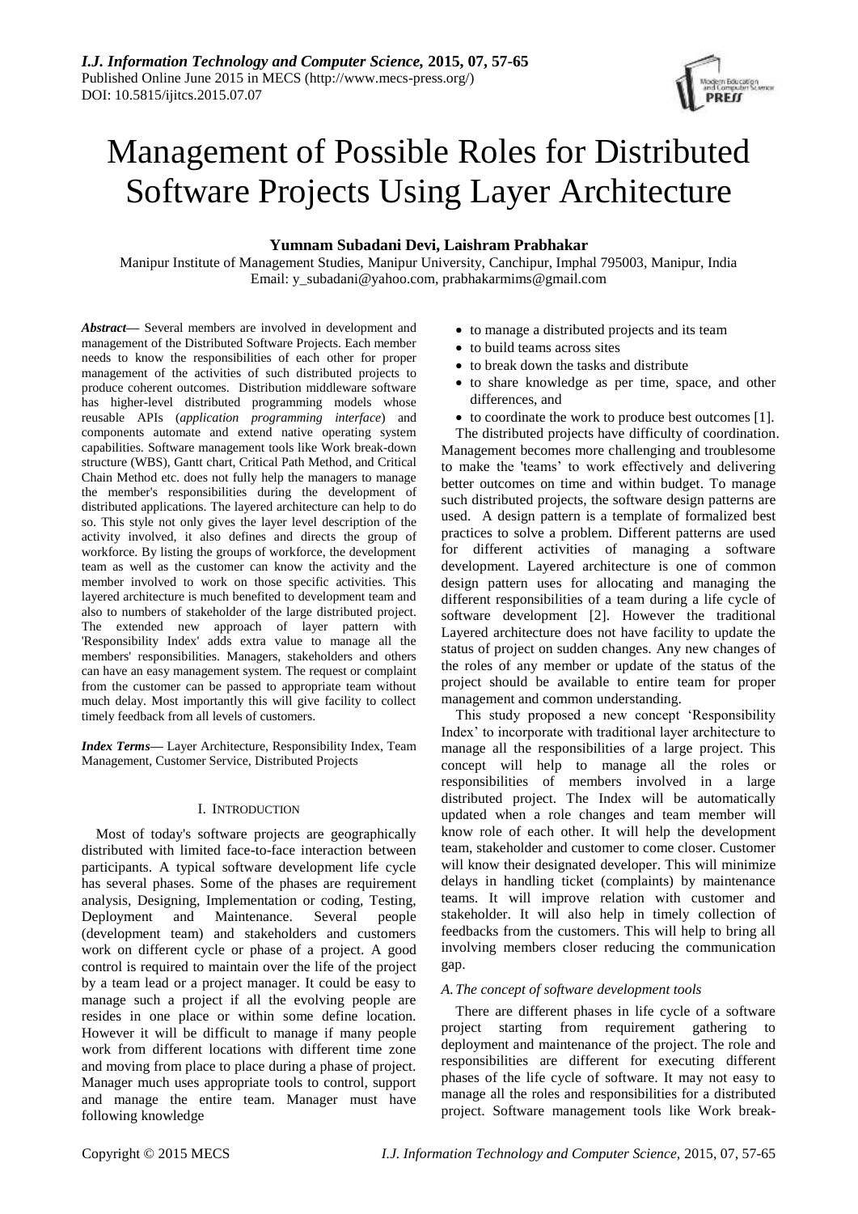# Management of Possible Roles for Distributed Software Projects Using Layer Architecture

**Yumnam Subadani Devi, Laishram Prabhakar**

Manipur Institute of Management Studies, Manipur University, Canchipur, Imphal 795003, Manipur, India
Email: y_subadani@yahoo.com, prabhakarmims@gmail.com

***Abstract*****—** Several members are involved in development and management of the Distributed Software Projects. Each member needs to know the responsibilities of each other for proper management of the activities of such distributed projects to produce coherent outcomes. Distribution middleware software has higher-level distributed programming models whose reusable APIs (*application programming interface*) and components automate and extend native operating system capabilities. Software management tools like Work break-down structure (WBS), Gantt chart, Critical Path Method, and Critical Chain Method etc. does not fully help the managers to manage the member's responsibilities during the development of distributed applications. The layered architecture can help to do so. This style not only gives the layer level description of the activity involved, it also defines and directs the group of workforce. By listing the groups of workforce, the development team as well as the customer can know the activity and the member involved to work on those specific activities. This layered architecture is much benefited to development team and also to numbers of stakeholder of the large distributed project. The extended new approach of layer pattern with 'Responsibility Index' adds extra value to manage all the members' responsibilities. Managers, stakeholders and others can have an easy management system. The request or complaint from the customer can be passed to appropriate team without much delay. Most importantly this will give facility to collect timely feedback from all levels of customers.

***Index Terms*****—** Layer Architecture, Responsibility Index, Team Management, Customer Service, Distributed Projects

## I. Introduction

Most of today's software projects are geographically distributed with limited face-to-face interaction between participants. A typical software development life cycle has several phases. Some of the phases are requirement analysis, Designing, Implementation or coding, Testing, Deployment and Maintenance. Several people (development team) and stakeholders and customers work on different cycle or phase of a project. A good control is required to maintain over the life of the project by a team lead or a project manager. It could be easy to manage such a project if all the evolving people are resides in one place or within some define location. However it will be difficult to manage if many people work from different locations with different time zone and moving from place to place during a phase of project. Manager much uses appropriate tools to control, support and manage the entire team. Manager must have following knowledge

- to manage a distributed projects and its team
- to build teams across sites
- to break down the tasks and distribute
- to share knowledge as per time, space, and other differences, and
- to coordinate the work to produce best outcomes [1].

The distributed projects have difficulty of coordination. Management becomes more challenging and troublesome to make the 'teams' to work effectively and delivering better outcomes on time and within budget. To manage such distributed projects, the software design patterns are used. A design pattern is a template of formalized best practices to solve a problem. Different patterns are used for different activities of managing a software development. Layered architecture is one of common design pattern uses for allocating and managing the different responsibilities of a team during a life cycle of software development [2]. However the traditional Layered architecture does not have facility to update the status of project on sudden changes. Any new changes of the roles of any member or update of the status of the project should be available to entire team for proper management and common understanding.

This study proposed a new concept 'Responsibility Index' to incorporate with traditional layer architecture to manage all the responsibilities of a large project. This concept will help to manage all the roles or responsibilities of members involved in a large distributed project. The Index will be automatically updated when a role changes and team member will know role of each other. It will help the development team, stakeholder and customer to come closer. Customer will know their designated developer. This will minimize delays in handling ticket (complaints) by maintenance teams. It will improve relation with customer and stakeholder. It will also help in timely collection of feedbacks from the customers. This will help to bring all involving members closer reducing the communication gap.

### *A. The concept of software development tools*

There are different phases in life cycle of a software project starting from requirement gathering to deployment and maintenance of the project. The role and responsibilities are different for executing different phases of the life cycle of software. It may not easy to manage all the roles and responsibilities for a distributed project. Software management tools like Work break-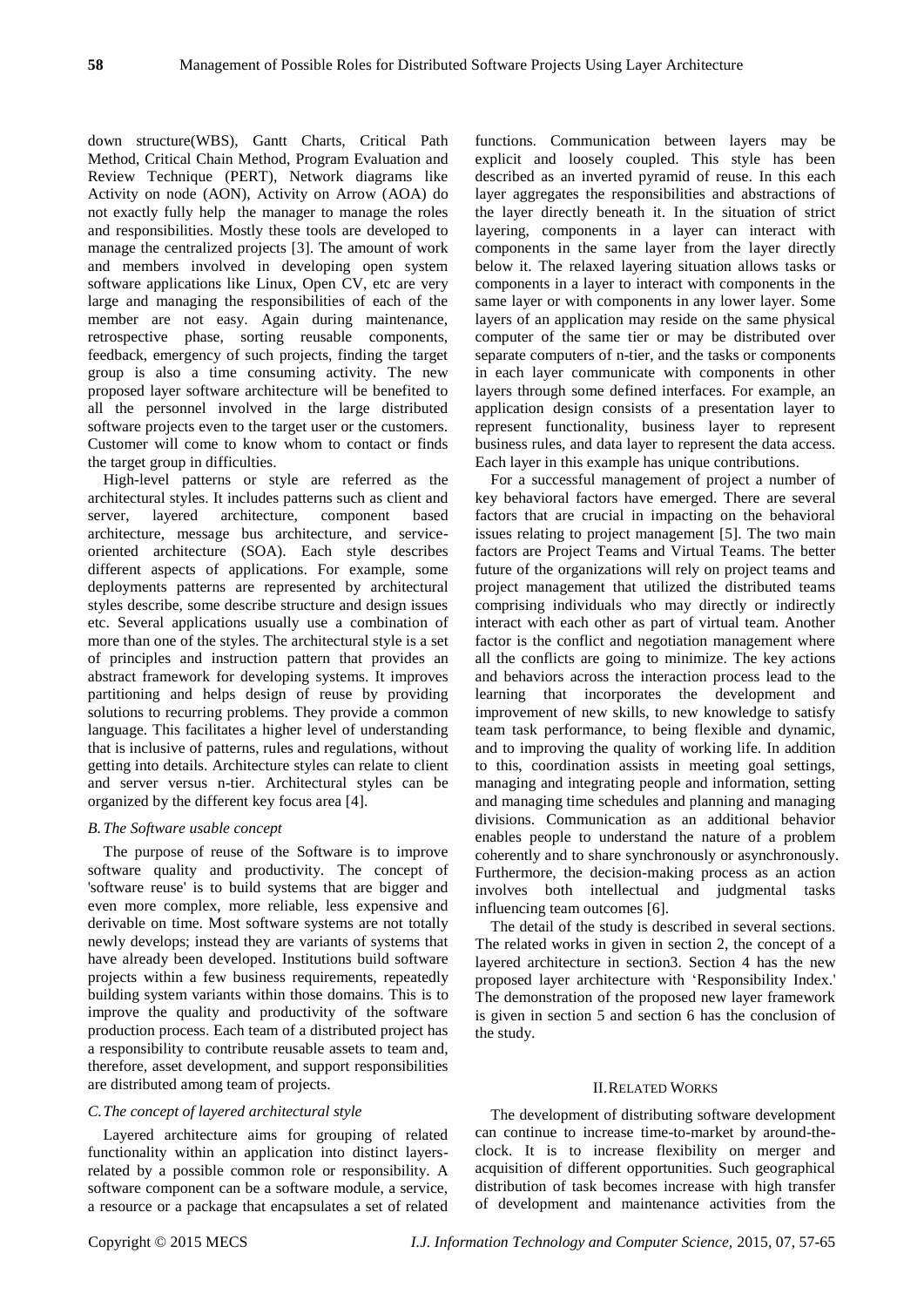down structure(WBS), Gantt Charts, Critical Path Method, Critical Chain Method, Program Evaluation and Review Technique (PERT), Network diagrams like Activity on node (AON), Activity on Arrow (AOA) do not exactly fully help the manager to manage the roles and responsibilities. Mostly these tools are developed to manage the centralized projects [3]. The amount of work and members involved in developing open system software applications like Linux, Open CV, etc are very large and managing the responsibilities of each of the member are not easy. Again during maintenance, retrospective phase, sorting reusable components, feedback, emergency of such projects, finding the target group is also a time consuming activity. The new proposed layer software architecture will be benefited to all the personnel involved in the large distributed software projects even to the target user or the customers. Customer will come to know whom to contact or finds the target group in difficulties.

High-level patterns or style are referred as the architectural styles. It includes patterns such as client and server, layered architecture, component based architecture, message bus architecture, and service-oriented architecture (SOA). Each style describes different aspects of applications. For example, some deployments patterns are represented by architectural styles describe, some describe structure and design issues etc. Several applications usually use a combination of more than one of the styles. The architectural style is a set of principles and instruction pattern that provides an abstract framework for developing systems. It improves partitioning and helps design of reuse by providing solutions to recurring problems. They provide a common language. This facilitates a higher level of understanding that is inclusive of patterns, rules and regulations, without getting into details. Architecture styles can relate to client and server versus n-tier. Architectural styles can be organized by the different key focus area [4].

### *B. The Software usable concept*

The purpose of reuse of the Software is to improve software quality and productivity. The concept of 'software reuse' is to build systems that are bigger and even more complex, more reliable, less expensive and derivable on time. Most software systems are not totally newly develops; instead they are variants of systems that have already been developed. Institutions build software projects within a few business requirements, repeatedly building system variants within those domains. This is to improve the quality and productivity of the software production process. Each team of a distributed project has a responsibility to contribute reusable assets to team and, therefore, asset development, and support responsibilities are distributed among team of projects.

### *C. The concept of layered architectural style*

Layered architecture aims for grouping of related functionality within an application into distinct layers-related by a possible common role or responsibility. A software component can be a software module, a service, a resource or a package that encapsulates a set of related functions. Communication between layers may be explicit and loosely coupled. This style has been described as an inverted pyramid of reuse. In this each layer aggregates the responsibilities and abstractions of the layer directly beneath it. In the situation of strict layering, components in a layer can interact with components in the same layer from the layer directly below it. The relaxed layering situation allows tasks or components in a layer to interact with components in the same layer or with components in any lower layer. Some layers of an application may reside on the same physical computer of the same tier or may be distributed over separate computers of n-tier, and the tasks or components in each layer communicate with components in other layers through some defined interfaces. For example, an application design consists of a presentation layer to represent functionality, business layer to represent business rules, and data layer to represent the data access. Each layer in this example has unique contributions.

For a successful management of project a number of key behavioral factors have emerged. There are several factors that are crucial in impacting on the behavioral issues relating to project management [5]. The two main factors are Project Teams and Virtual Teams. The better future of the organizations will rely on project teams and project management that utilized the distributed teams comprising individuals who may directly or indirectly interact with each other as part of virtual team. Another factor is the conflict and negotiation management where all the conflicts are going to minimize. The key actions and behaviors across the interaction process lead to the learning that incorporates the development and improvement of new skills, to new knowledge to satisfy team task performance, to being flexible and dynamic, and to improving the quality of working life. In addition to this, coordination assists in meeting goal settings, managing and integrating people and information, setting and managing time schedules and planning and managing divisions. Communication as an additional behavior enables people to understand the nature of a problem coherently and to share synchronously or asynchronously. Furthermore, the decision-making process as an action involves both intellectual and judgmental tasks influencing team outcomes [6].

The detail of the study is described in several sections. The related works in given in section 2, the concept of a layered architecture in section3. Section 4 has the new proposed layer architecture with 'Responsibility Index.' The demonstration of the proposed new layer framework is given in section 5 and section 6 has the conclusion of the study.

## II. RELATED WORKS

The development of distributing software development can continue to increase time-to-market by around-the-clock. It is to increase flexibility on merger and acquisition of different opportunities. Such geographical distribution of task becomes increase with high transfer of development and maintenance activities from the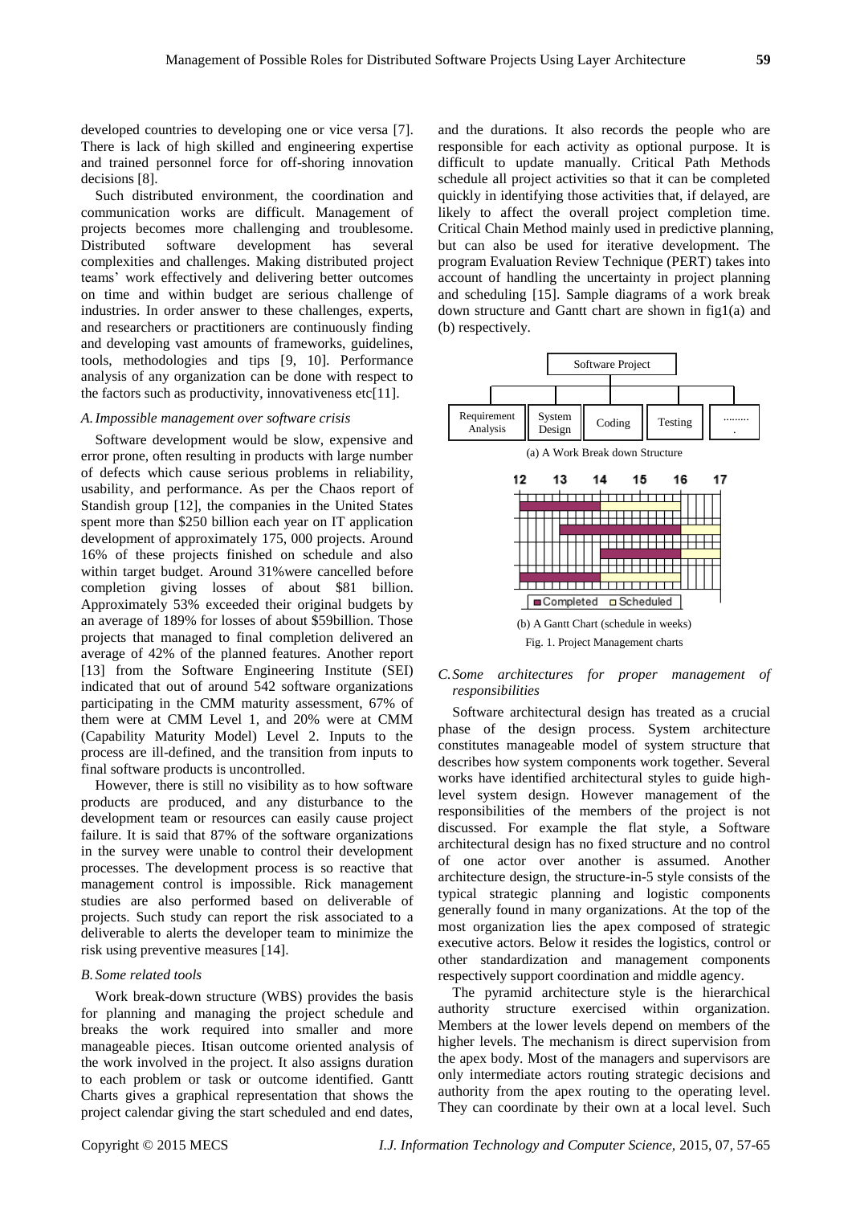developed countries to developing one or vice versa [7]. There is lack of high skilled and engineering expertise and trained personnel force for off-shoring innovation decisions [8].

Such distributed environment, the coordination and communication works are difficult. Management of projects becomes more challenging and troublesome. Distributed software development has several complexities and challenges. Making distributed project teams' work effectively and delivering better outcomes on time and within budget are serious challenge of industries. In order answer to these challenges, experts, and researchers or practitioners are continuously finding and developing vast amounts of frameworks, guidelines, tools, methodologies and tips [9, 10]. Performance analysis of any organization can be done with respect to the factors such as productivity, innovativeness etc[11].

### *A. Impossible management over software crisis*

Software development would be slow, expensive and error prone, often resulting in products with large number of defects which cause serious problems in reliability, usability, and performance. As per the Chaos report of Standish group [12], the companies in the United States spent more than $250 billion each year on IT application development of approximately 175, 000 projects. Around 16% of these projects finished on schedule and also within target budget. Around 31%were cancelled before completion giving losses of about $81 billion. Approximately 53% exceeded their original budgets by an average of 189% for losses of about $59billion. Those projects that managed to final completion delivered an average of 42% of the planned features. Another report [13] from the Software Engineering Institute (SEI) indicated that out of around 542 software organizations participating in the CMM maturity assessment, 67% of them were at CMM Level 1, and 20% were at CMM (Capability Maturity Model) Level 2. Inputs to the process are ill-defined, and the transition from inputs to final software products is uncontrolled.

However, there is still no visibility as to how software products are produced, and any disturbance to the development team or resources can easily cause project failure. It is said that 87% of the software organizations in the survey were unable to control their development processes. The development process is so reactive that management control is impossible. Rick management studies are also performed based on deliverable of projects. Such study can report the risk associated to a deliverable to alerts the developer team to minimize the risk using preventive measures [14].

### *B. Some related tools*

Work break-down structure (WBS) provides the basis for planning and managing the project schedule and breaks the work required into smaller and more manageable pieces. Itisan outcome oriented analysis of the work involved in the project. It also assigns duration to each problem or task or outcome identified. Gantt Charts gives a graphical representation that shows the project calendar giving the start scheduled and end dates, and the durations. It also records the people who are responsible for each activity as optional purpose. It is difficult to update manually. Critical Path Methods schedule all project activities so that it can be completed quickly in identifying those activities that, if delayed, are likely to affect the overall project completion time. Critical Chain Method mainly used in predictive planning, but can also be used for iterative development. The program Evaluation Review Technique (PERT) takes into account of handling the uncertainty in project planning and scheduling [15]. Sample diagrams of a work break down structure and Gantt chart are shown in fig1(a) and (b) respectively.

(a) A Work Break down Structure

(b) A Gantt Chart (schedule in weeks)

Fig. 1. Project Management charts

### *C. Some architectures for proper management of responsibilities*

Software architectural design has treated as a crucial phase of the design process. System architecture constitutes manageable model of system structure that describes how system components work together. Several works have identified architectural styles to guide high-level system design. However management of the responsibilities of the members of the project is not discussed. For example the flat style, a Software architectural design has no fixed structure and no control of one actor over another is assumed. Another architecture design, the structure-in-5 style consists of the typical strategic planning and logistic components generally found in many organizations. At the top of the most organization lies the apex composed of strategic executive actors. Below it resides the logistics, control or other standardization and management components respectively support coordination and middle agency.

The pyramid architecture style is the hierarchical authority structure exercised within organization. Members at the lower levels depend on members of the higher levels. The mechanism is direct supervision from the apex body. Most of the managers and supervisors are only intermediate actors routing strategic decisions and authority from the apex routing to the operating level. They can coordinate by their own at a local level. Such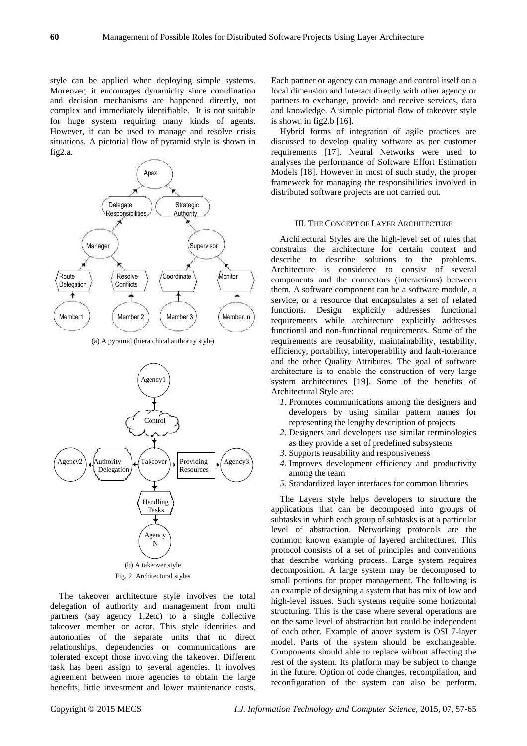style can be applied when deploying simple systems. Moreover, it encourages dynamicity since coordination and decision mechanisms are happened directly, not complex and immediately identifiable. It is not suitable for huge system requiring many kinds of agents. However, it can be used to manage and resolve crisis situations. A pictorial flow of pyramid style is shown in fig2.a.

(a) A pyramid (hierarchical authority style)

(b) A takeover style

Fig. 2. Architectural styles

The takeover architecture style involves the total delegation of authority and management from multi partners (say agency 1,2etc) to a single collective takeover member or actor. This style identities and autonomies of the separate units that no direct relationships, dependencies or communications are tolerated except those involving the takeover. Different task has been assign to several agencies. It involves agreement between more agencies to obtain the large benefits, little investment and lower maintenance costs. Each partner or agency can manage and control itself on a local dimension and interact directly with other agency or partners to exchange, provide and receive services, data and knowledge. A simple pictorial flow of takeover style is shown in fig2.b [16].

Hybrid forms of integration of agile practices are discussed to develop quality software as per customer requirements [17]. Neural Networks were used to analyses the performance of Software Effort Estimation Models [18]. However in most of such study, the proper framework for managing the responsibilities involved in distributed software projects are not carried out.

## III. The Concept of Layer Architecture

Architectural Styles are the high-level set of rules that constrains the architecture for certain context and describe to describe solutions to the problems. Architecture is considered to consist of several components and the connectors (interactions) between them. A software component can be a software module, a service, or a resource that encapsulates a set of related functions. Design explicitly addresses functional requirements while architecture explicitly addresses functional and non-functional requirements. Some of the requirements are reusability, maintainability, testability, efficiency, portability, interoperability and fault-tolerance and the other Quality Attributes. The goal of software architecture is to enable the construction of very large system architectures [19]. Some of the benefits of Architectural Style are:

1. Promotes communications among the designers and developers by using similar pattern names for representing the lengthy description of projects
2. Designers and developers use similar terminologies as they provide a set of predefined subsystems
3. Supports reusability and responsiveness
4. Improves development efficiency and productivity among the team
5. Standardized layer interfaces for common libraries

The Layers style helps developers to structure the applications that can be decomposed into groups of subtasks in which each group of subtasks is at a particular level of abstraction. Networking protocols are the common known example of layered architectures. This protocol consists of a set of principles and conventions that describe working process. Large system requires decomposition. A large system may be decomposed to small portions for proper management. The following is an example of designing a system that has mix of low and high-level issues. Such systems require some horizontal structuring. This is the case where several operations are on the same level of abstraction but could be independent of each other. Example of above system is OSI 7-layer model. Parts of the system should be exchangeable. Components should able to replace without affecting the rest of the system. Its platform may be subject to change in the future. Option of code changes, recompilation, and reconfiguration of the system can also be perform.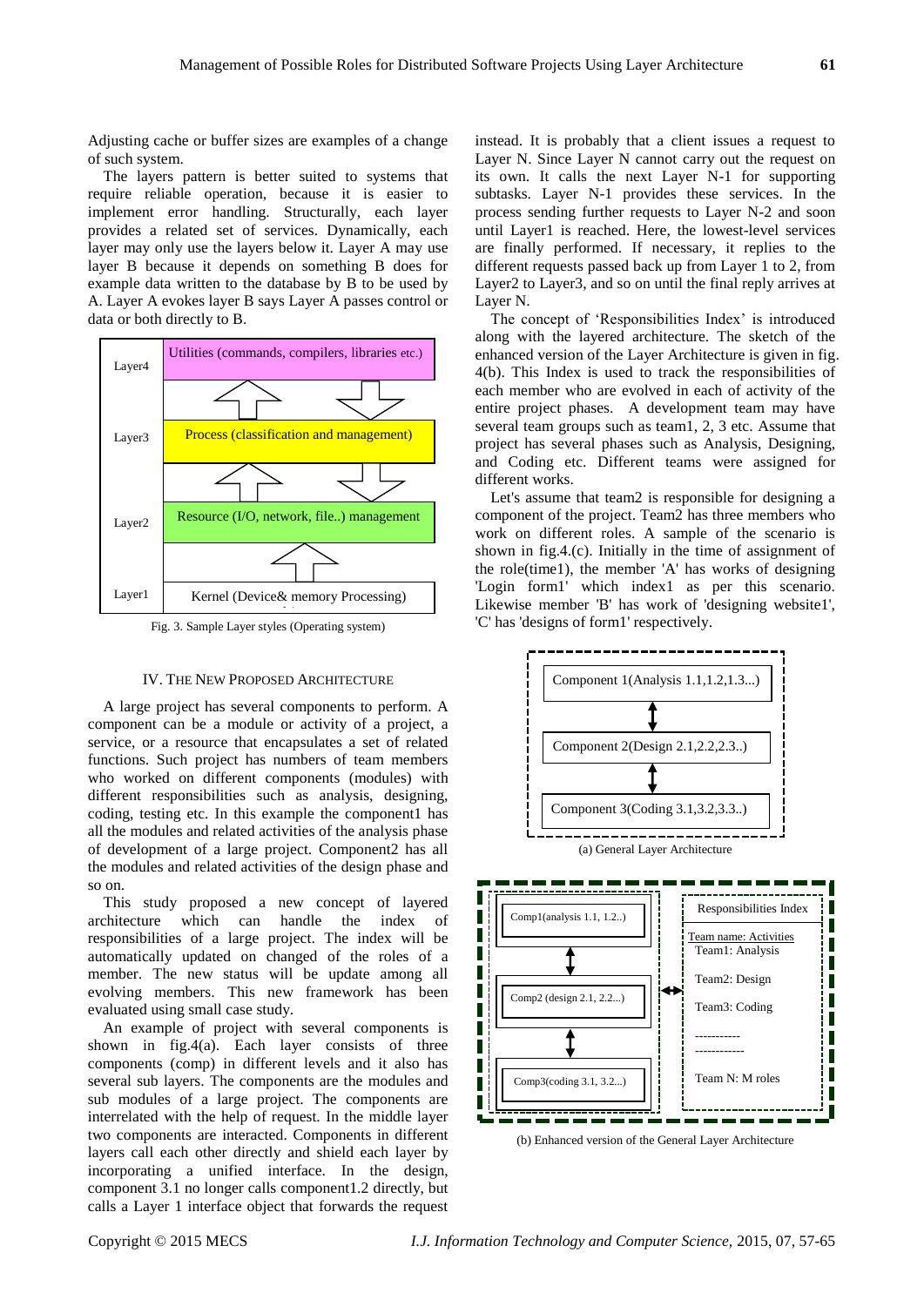Adjusting cache or buffer sizes are examples of a change of such system.

The layers pattern is better suited to systems that require reliable operation, because it is easier to implement error handling. Structurally, each layer provides a related set of services. Dynamically, each layer may only use the layers below it. Layer A may use layer B because it depends on something B does for example data written to the database by B to be used by A. Layer A evokes layer B says Layer A passes control or data or both directly to B.

Layer4 — Utilities (commands, compilers, libraries etc.)
Layer3 — Process (classification and management)
Layer2 — Resource (I/O, network, file..) management
Layer1 — Kernel (Device& memory Processing)

Fig. 3. Sample Layer styles (Operating system)

## IV. The New Proposed Architecture

A large project has several components to perform. A component can be a module or activity of a project, a service, or a resource that encapsulates a set of related functions. Such project has numbers of team members who worked on different components (modules) with different responsibilities such as analysis, designing, coding, testing etc. In this example the component1 has all the modules and related activities of the analysis phase of development of a large project. Component2 has all the modules and related activities of the design phase and so on.

This study proposed a new concept of layered architecture which can handle the index of responsibilities of a large project. The index will be automatically updated on changed of the roles of a member. The new status will be update among all evolving members. This new framework has been evaluated using small case study.

An example of project with several components is shown in fig.4(a). Each layer consists of three components (comp) in different levels and it also has several sub layers. The components are the modules and sub modules of a large project. The components are interrelated with the help of request. In the middle layer two components are interacted. Components in different layers call each other directly and shield each layer by incorporating a unified interface. In the design, component 3.1 no longer calls component1.2 directly, but calls a Layer 1 interface object that forwards the request instead. It is probably that a client issues a request to Layer N. Since Layer N cannot carry out the request on its own. It calls the next Layer N-1 for supporting subtasks. Layer N-1 provides these services. In the process sending further requests to Layer N-2 and soon until Layer1 is reached. Here, the lowest-level services are finally performed. If necessary, it replies to the different requests passed back up from Layer 1 to 2, from Layer2 to Layer3, and so on until the final reply arrives at Layer N.

The concept of 'Responsibilities Index' is introduced along with the layered architecture. The sketch of the enhanced version of the Layer Architecture is given in fig. 4(b). This Index is used to track the responsibilities of each member who are evolved in each of activity of the entire project phases. A development team may have several team groups such as team1, 2, 3 etc. Assume that project has several phases such as Analysis, Designing, and Coding etc. Different teams were assigned for different works.

Let's assume that team2 is responsible for designing a component of the project. Team2 has three members who work on different roles. A sample of the scenario is shown in fig.4.(c). Initially in the time of assignment of the role(time1), the member 'A' has works of designing 'Login form1' which index1 as per this scenario. Likewise member 'B' has work of 'designing website1', 'C' has 'designs of form1' respectively.

Component 1(Analysis 1.1,1.2,1.3...)
Component 2(Design 2.1,2.2,2.3..)
Component 3(Coding 3.1,3.2,3.3..)

(a) General Layer Architecture

Comp1(analysis 1.1, 1.2..)
Comp2 (design 2.1, 2.2...)
Comp3(coding 3.1, 3.2...)

Responsibilities Index
Team name: Activities
Team1: Analysis
Team2: Design
Team3: Coding
-----------
-----------
Team N: M roles

(b) Enhanced version of the General Layer Architecture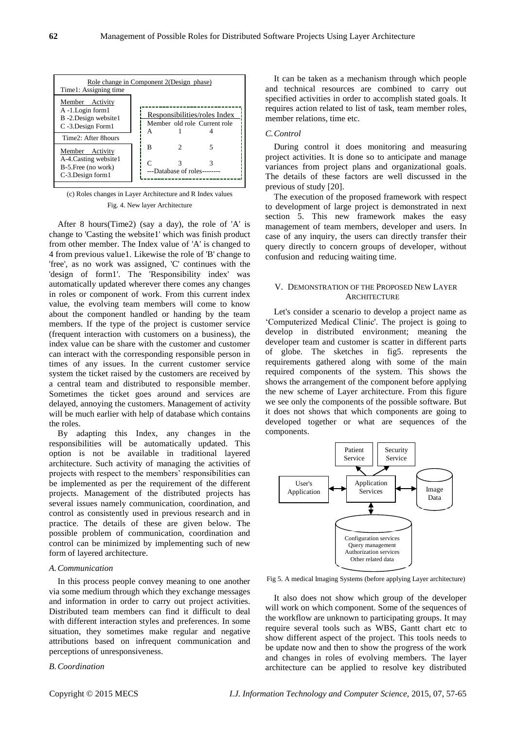Role change in Component 2(Design phase)

Time1: Assigning time

| Member | Activity |
|---|---|
| A | -1.Login form1 |
| B | -2.Design website1 |
| C | -3.Design Form1 |

Time2: After 8hours

| Member | Activity |
|---|---|
| A | -4.Casting website1 |
| B | -5.Free (no work) |
| C | -3.Design form1 |

Responsibilities/roles Index

| Member | old role | Current role |
|---|---|---|
| A | 1 | 4 |
| B | 2 | 5 |
| C | 3 | 3 |

---Database of roles--------

(c) Roles changes in Layer Architecture and R Index values

Fig. 4. New layer Architecture

After 8 hours(Time2) (say a day), the role of 'A' is change to 'Casting the website1' which was finish product from other member. The Index value of 'A' is changed to 4 from previous value1. Likewise the role of 'B' change to 'free', as no work was assigned, 'C' continues with the 'design of form1'. The 'Responsibility index' was automatically updated wherever there comes any changes in roles or component of work. From this current index value, the evolving team members will come to know about the component handled or handing by the team members. If the type of the project is customer service (frequent interaction with customers on a business), the index value can be share with the customer and customer can interact with the corresponding responsible person in times of any issues. In the current customer service system the ticket raised by the customers are received by a central team and distributed to responsible member. Sometimes the ticket goes around and services are delayed, annoying the customers. Management of activity will be much earlier with help of database which contains the roles.

By adapting this Index, any changes in the responsibilities will be automatically updated. This option is not be available in traditional layered architecture. Such activity of managing the activities of projects with respect to the members' responsibilities can be implemented as per the requirement of the different projects. Management of the distributed projects has several issues namely communication, coordination, and control as consistently used in previous research and in practice. The details of these are given below. The possible problem of communication, coordination and control can be minimized by implementing such of new form of layered architecture.

### A. Communication

In this process people convey meaning to one another via some medium through which they exchange messages and information in order to carry out project activities. Distributed team members can find it difficult to deal with different interaction styles and preferences. In some situation, they sometimes make regular and negative attributions based on infrequent communication and perceptions of unresponsiveness.

### B. Coordination

It can be taken as a mechanism through which people and technical resources are combined to carry out specified activities in order to accomplish stated goals. It requires action related to list of task, team member roles, member relations, time etc.

### C. Control

During control it does monitoring and measuring project activities. It is done so to anticipate and manage variances from project plans and organizational goals. The details of these factors are well discussed in the previous of study [20].

The execution of the proposed framework with respect to development of large project is demonstrated in next section 5. This new framework makes the easy management of team members, developer and users. In case of any inquiry, the users can directly transfer their query directly to concern groups of developer, without confusion and reducing waiting time.

## V. Demonstration of the Proposed New Layer Architecture

Let's consider a scenario to develop a project name as 'Computerized Medical Clinic'. The project is going to develop in distributed environment; meaning the developer team and customer is scatter in different parts of globe. The sketches in fig5. represents the requirements gathered along with some of the main required components of the system. This shows the shows the arrangement of the component before applying the new scheme of Layer architecture. From this figure we see only the components of the possible software. But it does not shows that which components are going to developed together or what are sequences of the components.

Patient Service | Security Service | User's Application | Application Services | Image Data | Configuration services, Query management, Authorization services, Other related data

Fig 5. A medical Imaging Systems (before applying Layer architecture)

It also does not show which group of the developer will work on which component. Some of the sequences of the workflow are unknown to participating groups. It may require several tools such as WBS, Gantt chart etc to show different aspect of the project. This tools needs to be update now and then to show the progress of the work and changes in roles of evolving members. The layer architecture can be applied to resolve key distributed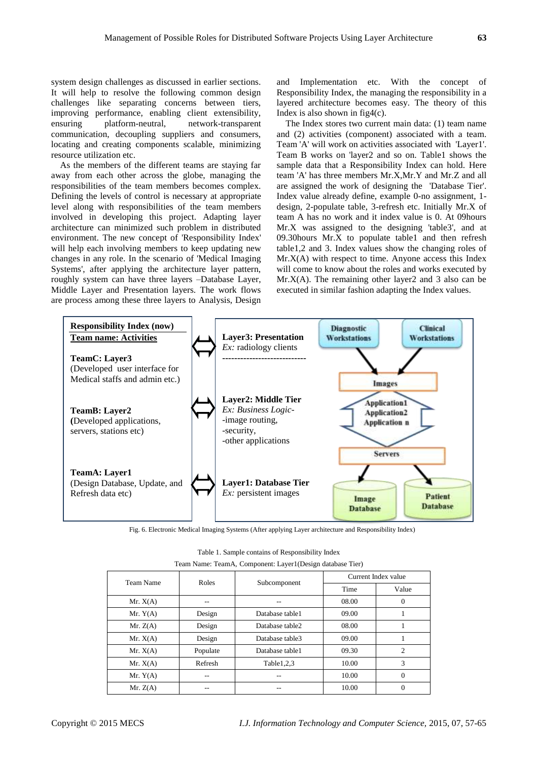system design challenges as discussed in earlier sections. It will help to resolve the following common design challenges like separating concerns between tiers, improving performance, enabling client extensibility, ensuring platform-neutral, network-transparent communication, decoupling suppliers and consumers, locating and creating components scalable, minimizing resource utilization etc.

As the members of the different teams are staying far away from each other across the globe, managing the responsibilities of the team members becomes complex. Defining the levels of control is necessary at appropriate level along with responsibilities of the team members involved in developing this project. Adapting layer architecture can minimized such problem in distributed environment. The new concept of 'Responsibility Index' will help each involving members to keep updating new changes in any role. In the scenario of 'Medical Imaging Systems', after applying the architecture layer pattern, roughly system can have three layers –Database Layer, Middle Layer and Presentation layers. The work flows are process among these three layers to Analysis, Design and Implementation etc. With the concept of Responsibility Index, the managing the responsibility in a layered architecture becomes easy. The theory of this Index is also shown in fig4(c).

The Index stores two current main data: (1) team name and (2) activities (component) associated with a team. Team 'A' will work on activities associated with 'Layer1'. Team B works on 'layer2 and so on. Table1 shows the sample data that a Responsibility Index can hold. Here team 'A' has three members Mr.X,Mr.Y and Mr.Z and all are assigned the work of designing the 'Database Tier'. Index value already define, example 0-no assignment, 1-design, 2-populate table, 3-refresh etc. Initially Mr.X of team A has no work and it index value is 0. At 09hours Mr.X was assigned to the designing 'table3', and at 09.30hours Mr.X to populate table1 and then refresh table1,2 and 3. Index values show the changing roles of Mr.X(A) with respect to time. Anyone access this Index will come to know about the roles and works executed by Mr.X(A). The remaining other layer2 and 3 also can be executed in similar fashion adapting the Index values.

**Responsibility Index (now)**
**Team name: Activities**

**TeamC: Layer3**
(Developed user interface for Medical staffs and admin etc.)

**TeamB: Layer2**
(Developed applications, servers, stations etc)

**TeamA: Layer1**
(Design Database, Update, and Refresh data etc)

**Layer3: Presentation**
*Ex:* radiology clients

**Layer2: Middle Tier**
*Ex: Business Logic-*
-image routing,
-security,
-other applications

**Layer1: Database Tier**
*Ex:* persistent images

Diagnostic Workstations | Clinical Workstations | Images | Application1 Application2 Application n | Servers | Image Database | Patient Database

Fig. 6. Electronic Medical Imaging Systems (After applying Layer architecture and Responsibility Index)

Table 1. Sample contains of Responsibility Index

Team Name: TeamA, Component: Layer1(Design database Tier)

| Team Name | Roles | Subcomponent | Current Index value | |
|---|---|---|---|---|
| | | | Time | Value |
| Mr. X(A) | -- | -- | 08.00 | 0 |
| Mr. Y(A) | Design | Database table1 | 09.00 | 1 |
| Mr. Z(A) | Design | Database table2 | 08.00 | 1 |
| Mr. X(A) | Design | Database table3 | 09.00 | 1 |
| Mr. X(A) | Populate | Database table1 | 09.30 | 2 |
| Mr. X(A) | Refresh | Table1,2,3 | 10.00 | 3 |
| Mr. Y(A) | -- | -- | 10.00 | 0 |
| Mr. Z(A) | -- | -- | 10.00 | 0 |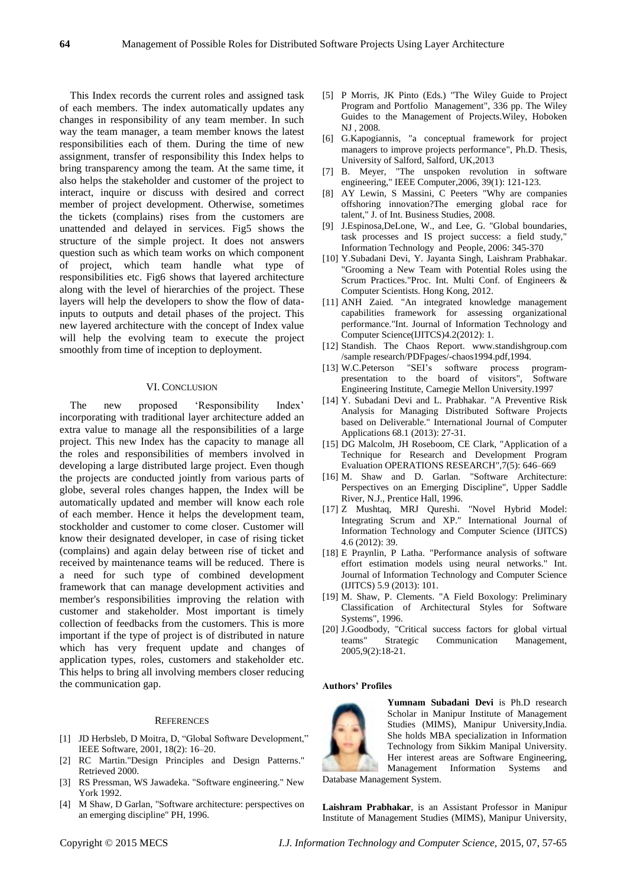This Index records the current roles and assigned task of each members. The index automatically updates any changes in responsibility of any team member. In such way the team manager, a team member knows the latest responsibilities each of them. During the time of new assignment, transfer of responsibility this Index helps to bring transparency among the team. At the same time, it also helps the stakeholder and customer of the project to interact, inquire or discuss with desired and correct member of project development. Otherwise, sometimes the tickets (complains) rises from the customers are unattended and delayed in services. Fig5 shows the structure of the simple project. It does not answers question such as which team works on which component of project, which team handle what type of responsibilities etc. Fig6 shows that layered architecture along with the level of hierarchies of the project. These layers will help the developers to show the flow of data-inputs to outputs and detail phases of the project. This new layered architecture with the concept of Index value will help the evolving team to execute the project smoothly from time of inception to deployment.

## VI. Conclusion

The new proposed 'Responsibility Index' incorporating with traditional layer architecture added an extra value to manage all the responsibilities of a large project. This new Index has the capacity to manage all the roles and responsibilities of members involved in developing a large distributed large project. Even though the projects are conducted jointly from various parts of globe, several roles changes happen, the Index will be automatically updated and member will know each role of each member. Hence it helps the development team, stockholder and customer to come closer. Customer will know their designated developer, in case of rising ticket (complains) and again delay between rise of ticket and received by maintenance teams will be reduced. There is a need for such type of combined development framework that can manage development activities and member's responsibilities improving the relation with customer and stakeholder. Most important is timely collection of feedbacks from the customers. This is more important if the type of project is of distributed in nature which has very frequent update and changes of application types, roles, customers and stakeholder etc. This helps to bring all involving members closer reducing the communication gap.

## References

[1] JD Herbsleb, D Moitra, D, "Global Software Development," IEEE Software, 2001, 18(2): 16–20.

[2] RC Martin."Design Principles and Design Patterns." Retrieved 2000.

[3] RS Pressman, WS Jawadeka. "Software engineering." New York 1992.

[4] M Shaw, D Garlan, "Software architecture: perspectives on an emerging discipline" PH, 1996.

[5] P Morris, JK Pinto (Eds.) "The Wiley Guide to Project Program and Portfolio Management", 336 pp. The Wiley Guides to the Management of Projects.Wiley, Hoboken NJ , 2008.

[6] G.Kapogiannis, "a conceptual framework for project managers to improve projects performance", Ph.D. Thesis, University of Salford, Salford, UK,2013

[7] B. Meyer, "The unspoken revolution in software engineering," IEEE Computer,2006, 39(1): 121-123.

[8] AY Lewin, S Massini, C Peeters "Why are companies offshoring innovation?The emerging global race for talent," J. of Int. Business Studies, 2008.

[9] J.Espinosa,DeLone, W., and Lee, G. "Global boundaries, task processes and IS project success: a field study," Information Technology and People, 2006: 345-370

[10] Y.Subadani Devi, Y. Jayanta Singh, Laishram Prabhakar. "Grooming a New Team with Potential Roles using the Scrum Practices."Proc. Int. Multi Conf. of Engineers & Computer Scientists. Hong Kong, 2012.

[11] ANH Zaied. "An integrated knowledge management capabilities framework for assessing organizational performance."Int. Journal of Information Technology and Computer Science(IJITCS)4.2(2012): 1.

[12] Standish. The Chaos Report. www.standishgroup.com /sample research/PDFpages/-chaos1994.pdf,1994.

[13] W.C.Peterson "SEI's software process program-presentation to the board of visitors", Software Engineering Institute, Carnegie Mellon University.1997

[14] Y. Subadani Devi and L. Prabhakar. "A Preventive Risk Analysis for Managing Distributed Software Projects based on Deliverable." International Journal of Computer Applications 68.1 (2013): 27-31.

[15] DG Malcolm, JH Roseboom, CE Clark, "Application of a Technique for Research and Development Program Evaluation OPERATIONS RESEARCH",7(5): 646–669

[16] M. Shaw and D. Garlan. "Software Architecture: Perspectives on an Emerging Discipline", Upper Saddle River, N.J., Prentice Hall, 1996.

[17] Z Mushtaq, MRJ Qureshi. "Novel Hybrid Model: Integrating Scrum and XP." International Journal of Information Technology and Computer Science (IJITCS) 4.6 (2012): 39.

[18] E Praynlin, P Latha. "Performance analysis of software effort estimation models using neural networks." Int. Journal of Information Technology and Computer Science (IJITCS) 5.9 (2013): 101.

[19] M. Shaw, P. Clements. "A Field Boxology: Preliminary Classification of Architectural Styles for Software Systems", 1996.

[20] J.Goodbody, "Critical success factors for global virtual teams" Strategic Communication Management, 2005,9(2):18-21.

### Authors' Profiles

**Yumnam Subadani Devi** is Ph.D research Scholar in Manipur Institute of Management Studies (MIMS), Manipur University,India. She holds MBA specialization in Information Technology from Sikkim Manipal University. Her interest areas are Software Engineering, Management Information Systems and Database Management System.

**Laishram Prabhakar**, is an Assistant Professor in Manipur Institute of Management Studies (MIMS), Manipur University,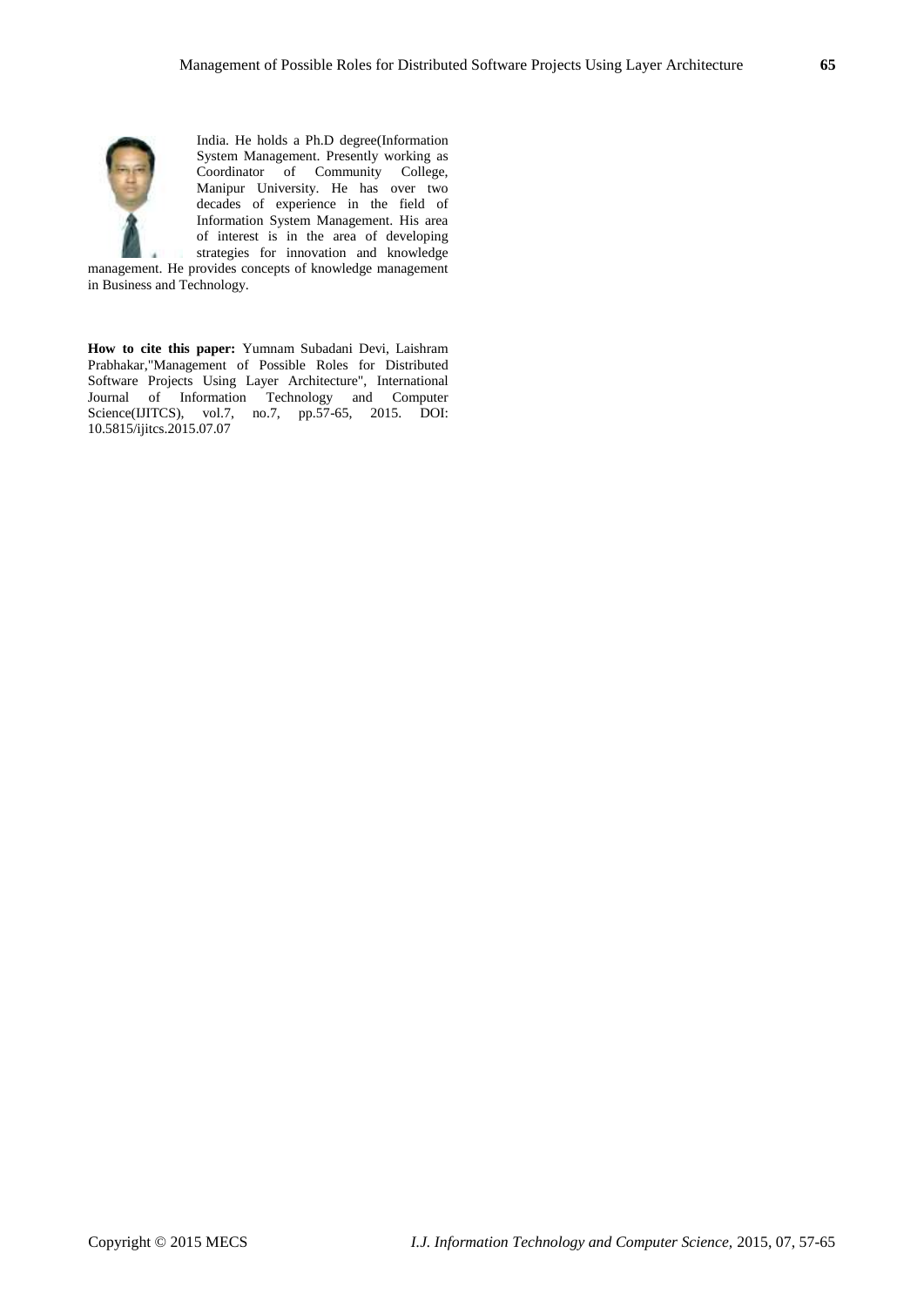India. He holds a Ph.D degree(Information System Management. Presently working as Coordinator of Community College, Manipur University. He has over two decades of experience in the field of Information System Management. His area of interest is in the area of developing strategies for innovation and knowledge management. He provides concepts of knowledge management in Business and Technology.

**How to cite this paper:** Yumnam Subadani Devi, Laishram Prabhakar,"Management of Possible Roles for Distributed Software Projects Using Layer Architecture", International Journal of Information Technology and Computer Science(IJITCS), vol.7, no.7, pp.57-65, 2015. DOI: 10.5815/ijitcs.2015.07.07